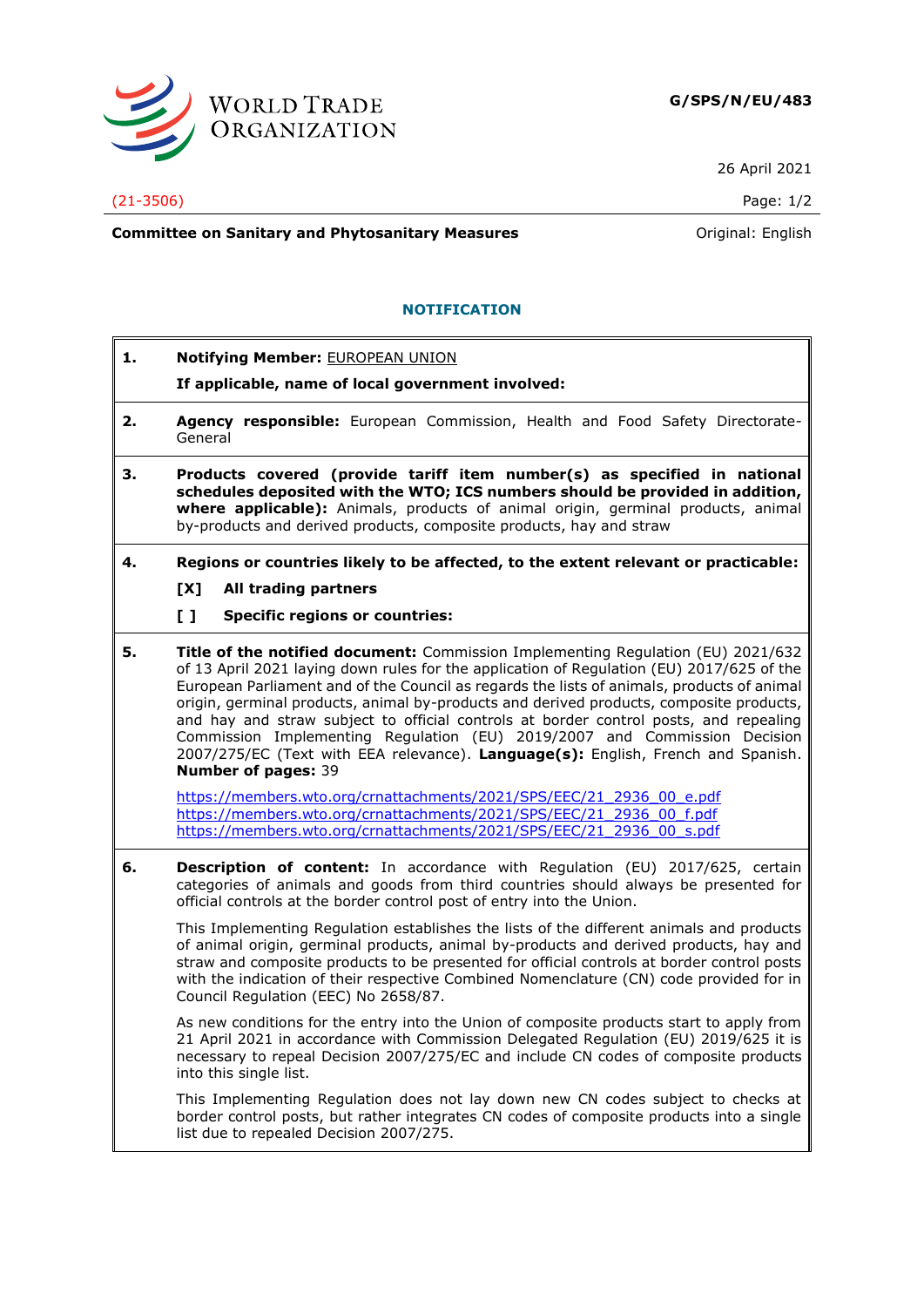**G/SPS/N/EU/483**

26 April 2021

(21-3506)

**Committee on Sanitary and Phytosanitary Measures**

Original: English

## NOTIFICATION

**1. Notifying Member:** EUROPEAN UNION

**If applicable, name of local government involved:**

**2. Agency responsible:** European Commission, Health and Food Safety Directorate-General

**3. Products covered (provide tariff item number(s) as specified in national schedules deposited with the WTO; ICS numbers should be provided in addition, where applicable):** Animals, products of animal origin, germinal products, animal by-products and derived products, composite products, hay and straw

**4. Regions or countries likely to be affected, to the extent relevant or practicable:**

**[X] All trading partners**

**[ ] Specific regions or countries:**

**5. Title of the notified document:** Commission Implementing Regulation (EU) 2021/632 of 13 April 2021 laying down rules for the application of Regulation (EU) 2017/625 of the European Parliament and of the Council as regards the lists of animals, products of animal origin, germinal products, animal by-products and derived products, composite products, and hay and straw subject to official controls at border control posts, and repealing Commission Implementing Regulation (EU) 2019/2007 and Commission Decision 2007/275/EC (Text with EEA relevance). **Language(s):** English, French and Spanish. **Number of pages:** 39

https://members.wto.org/crnattachments/2021/SPS/EEC/21_2936_00_e.pdf
https://members.wto.org/crnattachments/2021/SPS/EEC/21_2936_00_f.pdf
https://members.wto.org/crnattachments/2021/SPS/EEC/21_2936_00_s.pdf

**6. Description of content:** In accordance with Regulation (EU) 2017/625, certain categories of animals and goods from third countries should always be presented for official controls at the border control post of entry into the Union.

This Implementing Regulation establishes the lists of the different animals and products of animal origin, germinal products, animal by-products and derived products, hay and straw and composite products to be presented for official controls at border control posts with the indication of their respective Combined Nomenclature (CN) code provided for in Council Regulation (EEC) No 2658/87.

As new conditions for the entry into the Union of composite products start to apply from 21 April 2021 in accordance with Commission Delegated Regulation (EU) 2019/625 it is necessary to repeal Decision 2007/275/EC and include CN codes of composite products into this single list.

This Implementing Regulation does not lay down new CN codes subject to checks at border control posts, but rather integrates CN codes of composite products into a single list due to repealed Decision 2007/275.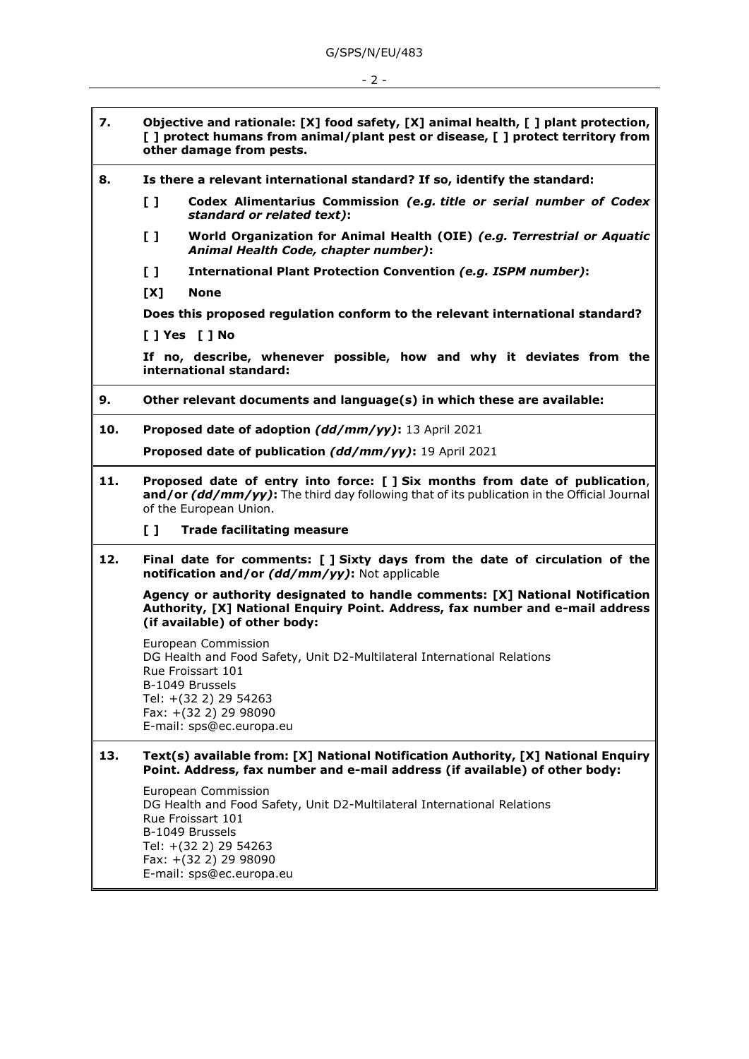**7. Objective and rationale: [X] food safety, [X] animal health, [ ] plant protection, [ ] protect humans from animal/plant pest or disease, [ ] protect territory from other damage from pests.**

**8. Is there a relevant international standard? If so, identify the standard:**

**[ ] Codex Alimentarius Commission *(e.g. title or serial number of Codex standard or related text)*:**

**[ ] World Organization for Animal Health (OIE) *(e.g. Terrestrial or Aquatic Animal Health Code, chapter number)*:**

**[ ] International Plant Protection Convention *(e.g. ISPM number)*:**

**[X] None**

**Does this proposed regulation conform to the relevant international standard?**

**[ ] Yes [ ] No**

**If no, describe, whenever possible, how and why it deviates from the international standard:**

**9. Other relevant documents and language(s) in which these are available:**

**10. Proposed date of adoption *(dd/mm/yy)*:** 13 April 2021

**Proposed date of publication *(dd/mm/yy)*:** 19 April 2021

**11. Proposed date of entry into force: [ ] Six months from date of publication, and/or *(dd/mm/yy)*:** The third day following that of its publication in the Official Journal of the European Union.

**[ ] Trade facilitating measure**

**12. Final date for comments: [ ] Sixty days from the date of circulation of the notification and/or *(dd/mm/yy)*:** Not applicable

**Agency or authority designated to handle comments: [X] National Notification Authority, [X] National Enquiry Point. Address, fax number and e-mail address (if available) of other body:**

European Commission
DG Health and Food Safety, Unit D2-Multilateral International Relations
Rue Froissart 101
B-1049 Brussels
Tel: +(32 2) 29 54263
Fax: +(32 2) 29 98090
E-mail: sps@ec.europa.eu

**13. Text(s) available from: [X] National Notification Authority, [X] National Enquiry Point. Address, fax number and e-mail address (if available) of other body:**

European Commission
DG Health and Food Safety, Unit D2-Multilateral International Relations
Rue Froissart 101
B-1049 Brussels
Tel: +(32 2) 29 54263
Fax: +(32 2) 29 98090
E-mail: sps@ec.europa.eu